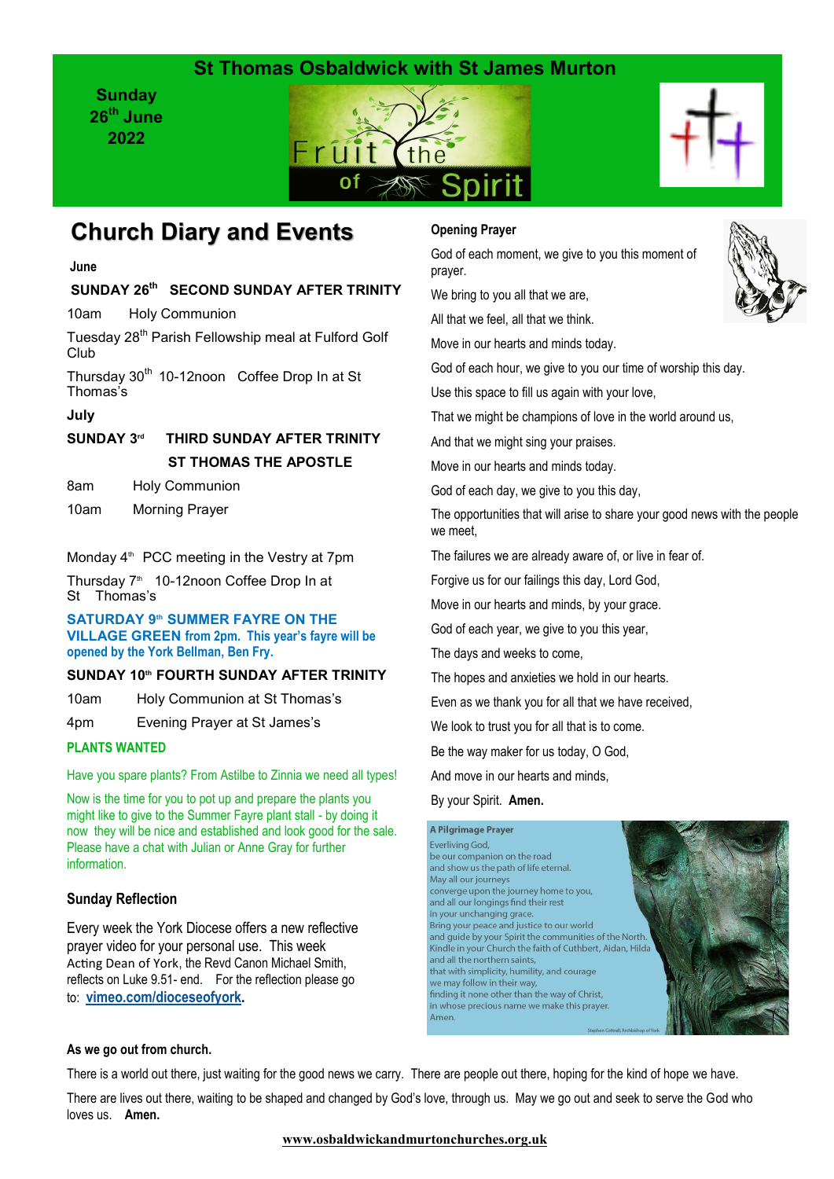# St Thomas Osbaldwick with St James Murton

**Sunday 26th June 2022**

Fruit of the Spirit

## Church Diary and Events

**June**

**SUNDAY 26th SECOND SUNDAY AFTER TRINITY**

10am Holy Communion

Tuesday 28th Parish Fellowship meal at Fulford Golf Club

Thursday 30th 10-12noon Coffee Drop In at St Thomas's

**July**

**SUNDAY 3rd THIRD SUNDAY AFTER TRINITY**
**ST THOMAS THE APOSTLE**

8am Holy Communion

10am Morning Prayer

Monday 4th PCC meeting in the Vestry at 7pm

Thursday 7th 10-12noon Coffee Drop In at St Thomas's

**SATURDAY 9th SUMMER FAYRE ON THE VILLAGE GREEN from 2pm. This year's fayre will be opened by the York Bellman, Ben Fry.**

**SUNDAY 10th FOURTH SUNDAY AFTER TRINITY**

10am Holy Communion at St Thomas's

4pm Evening Prayer at St James's

**PLANTS WANTED**

Have you spare plants? From Astilbe to Zinnia we need all types!

Now is the time for you to pot up and prepare the plants you might like to give to the Summer Fayre plant stall - by doing it now they will be nice and established and look good for the sale. Please have a chat with Julian or Anne Gray for further information.

### Sunday Reflection

Every week the York Diocese offers a new reflective prayer video for your personal use. This week Acting Dean of York, the Revd Canon Michael Smith, reflects on Luke 9.51- end. For the reflection please go to: **vimeo.com/dioceseofyork.**

### Opening Prayer

God of each moment, we give to you this moment of prayer.

We bring to you all that we are,

All that we feel, all that we think.

Move in our hearts and minds today.

God of each hour, we give to you our time of worship this day.

Use this space to fill us again with your love,

That we might be champions of love in the world around us,

And that we might sing your praises.

Move in our hearts and minds today.

God of each day, we give to you this day,

The opportunities that will arise to share your good news with the people we meet,

The failures we are already aware of, or live in fear of.

Forgive us for our failings this day, Lord God,

Move in our hearts and minds, by your grace.

God of each year, we give to you this year,

The days and weeks to come,

The hopes and anxieties we hold in our hearts.

Even as we thank you for all that we have received,

We look to trust you for all that is to come.

Be the way maker for us today, O God,

And move in our hearts and minds,

By your Spirit. **Amen.**

**A Pilgrimage Prayer**

Everliving God,
be our companion on the road
and show us the path of life eternal.
May all our journeys
converge upon the journey home to you,
and all our longings find their rest
in your unchanging grace.
Bring your peace and justice to our world
and guide by your Spirit the communities of the North.
Kindle in your Church the faith of Cuthbert, Aidan, Hilda
and all the northern saints,
that with simplicity, humility, and courage
we may follow in their way,
finding it none other than the way of Christ,
in whose precious name we make this prayer.
Amen.

Stephen Cottrell, Archbishop of York

### As we go out from church.

There is a world out there, just waiting for the good news we carry. There are people out there, hoping for the kind of hope we have.

There are lives out there, waiting to be shaped and changed by God's love, through us. May we go out and seek to serve the God who loves us. **Amen.**

**www.osbaldwickandmurtonchurches.org.uk**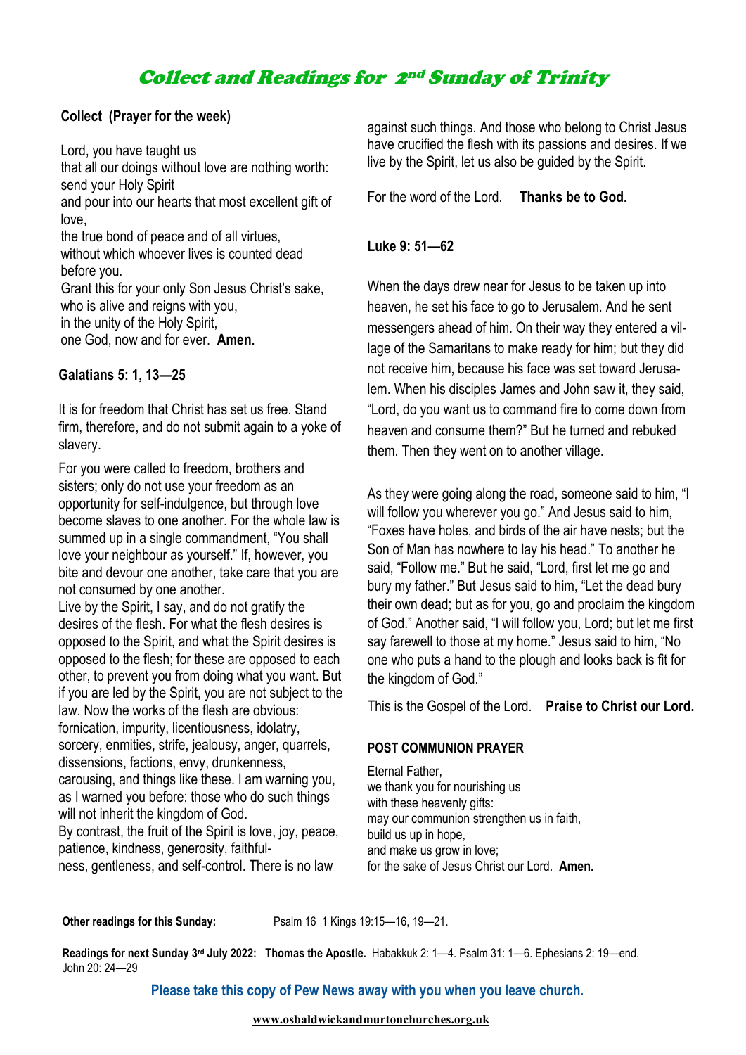# Collect and Readings for 2nd Sunday of Trinity

**Collect (Prayer for the week)**

Lord, you have taught us
that all our doings without love are nothing worth:
send your Holy Spirit
and pour into our hearts that most excellent gift of love,
the true bond of peace and of all virtues,
without which whoever lives is counted dead before you.
Grant this for your only Son Jesus Christ's sake,
who is alive and reigns with you,
in the unity of the Holy Spirit,
one God, now and for ever. **Amen.**

**Galatians 5: 1, 13—25**

It is for freedom that Christ has set us free. Stand firm, therefore, and do not submit again to a yoke of slavery.

For you were called to freedom, brothers and sisters; only do not use your freedom as an opportunity for self-indulgence, but through love become slaves to one another. For the whole law is summed up in a single commandment, "You shall love your neighbour as yourself." If, however, you bite and devour one another, take care that you are not consumed by one another.
Live by the Spirit, I say, and do not gratify the desires of the flesh. For what the flesh desires is opposed to the Spirit, and what the Spirit desires is opposed to the flesh; for these are opposed to each other, to prevent you from doing what you want. But if you are led by the Spirit, you are not subject to the law. Now the works of the flesh are obvious: fornication, impurity, licentiousness, idolatry, sorcery, enmities, strife, jealousy, anger, quarrels, dissensions, factions, envy, drunkenness, carousing, and things like these. I am warning you, as I warned you before: those who do such things will not inherit the kingdom of God.
By contrast, the fruit of the Spirit is love, joy, peace, patience, kindness, generosity, faithfulness, gentleness, and self-control. There is no law against such things. And those who belong to Christ Jesus have crucified the flesh with its passions and desires. If we live by the Spirit, let us also be guided by the Spirit.

For the word of the Lord. **Thanks be to God.**

**Luke 9: 51—62**

When the days drew near for Jesus to be taken up into heaven, he set his face to go to Jerusalem. And he sent messengers ahead of him. On their way they entered a village of the Samaritans to make ready for him; but they did not receive him, because his face was set toward Jerusalem. When his disciples James and John saw it, they said, "Lord, do you want us to command fire to come down from heaven and consume them?" But he turned and rebuked them. Then they went on to another village.

As they were going along the road, someone said to him, "I will follow you wherever you go." And Jesus said to him, "Foxes have holes, and birds of the air have nests; but the Son of Man has nowhere to lay his head." To another he said, "Follow me." But he said, "Lord, first let me go and bury my father." But Jesus said to him, "Let the dead bury their own dead; but as for you, go and proclaim the kingdom of God." Another said, "I will follow you, Lord; but let me first say farewell to those at my home." Jesus said to him, "No one who puts a hand to the plough and looks back is fit for the kingdom of God."

This is the Gospel of the Lord. **Praise to Christ our Lord.**

**POST COMMUNION PRAYER**

Eternal Father,
we thank you for nourishing us
with these heavenly gifts:
may our communion strengthen us in faith,
build us up in hope,
and make us grow in love;
for the sake of Jesus Christ our Lord. **Amen.**

**Other readings for this Sunday:** Psalm 16 1 Kings 19:15—16, 19—21.

**Readings for next Sunday 3rd July 2022: Thomas the Apostle.** Habakkuk 2: 1—4. Psalm 31: 1—6. Ephesians 2: 19—end. John 20: 24—29

**Please take this copy of Pew News away with you when you leave church.**

www.osbaldwickandmurtonchurches.org.uk